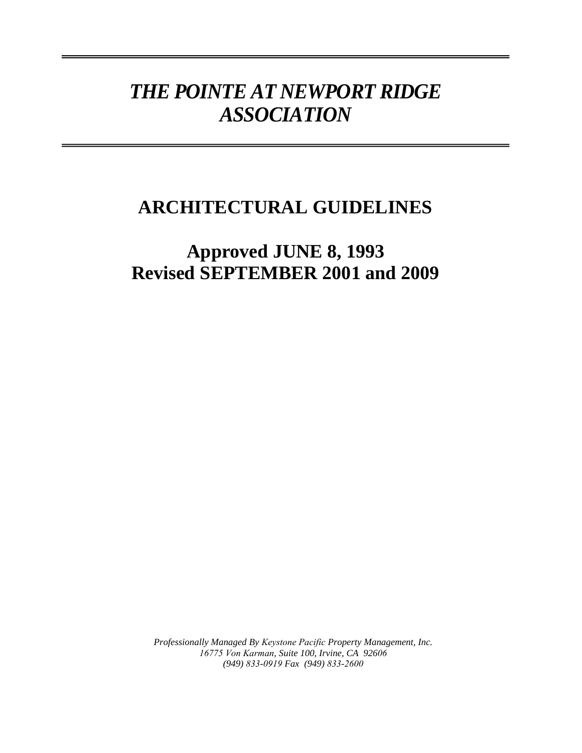# *THE POINTE AT NEWPORT RIDGE ASSOCIATION*

## ARCHITECTURAL GUIDELINES

## Approved JUNE 8, 1993
## Revised SEPTEMBER 2001 and 2009

*Professionally Managed By Keystone Pacific Property Management, Inc.*
*16775 Von Karman, Suite 100, Irvine, CA 92606*
*(949) 833-0919 Fax (949) 833-2600*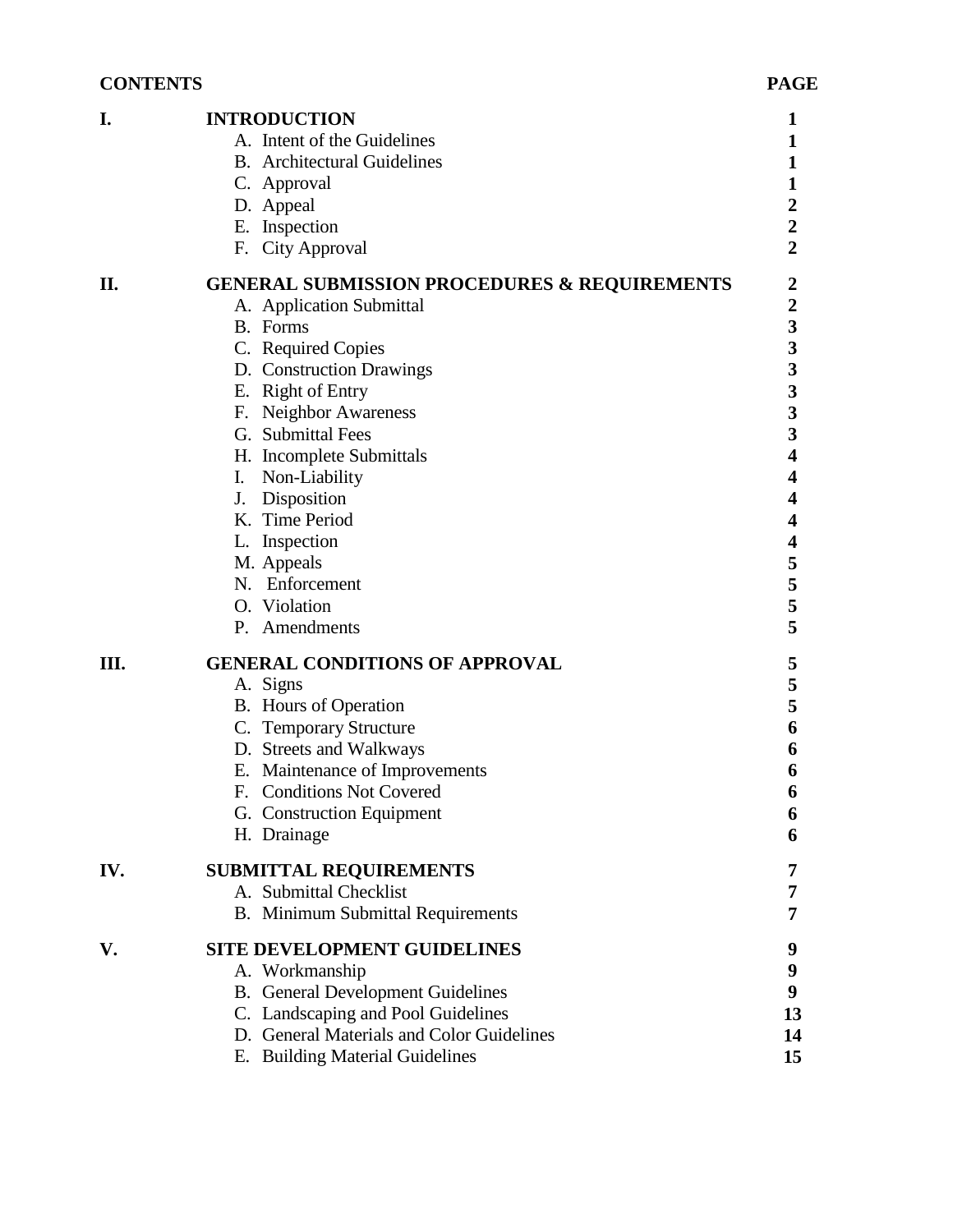| CONTENTS | | PAGE |
|---|---|---|
| **I.** | **INTRODUCTION** | **1** |
| | A. Intent of the Guidelines | **1** |
| | B. Architectural Guidelines | **1** |
| | C. Approval | **1** |
| | D. Appeal | **2** |
| | E. Inspection | **2** |
| | F. City Approval | **2** |
| **II.** | **GENERAL SUBMISSION PROCEDURES & REQUIREMENTS** | **2** |
| | A. Application Submittal | **2** |
| | B. Forms | **3** |
| | C. Required Copies | **3** |
| | D. Construction Drawings | **3** |
| | E. Right of Entry | **3** |
| | F. Neighbor Awareness | **3** |
| | G. Submittal Fees | **3** |
| | H. Incomplete Submittals | **4** |
| | I. Non-Liability | **4** |
| | J. Disposition | **4** |
| | K. Time Period | **4** |
| | L. Inspection | **4** |
| | M. Appeals | **5** |
| | N. Enforcement | **5** |
| | O. Violation | **5** |
| | P. Amendments | **5** |
| **III.** | **GENERAL CONDITIONS OF APPROVAL** | **5** |
| | A. Signs | **5** |
| | B. Hours of Operation | **5** |
| | C. Temporary Structure | **6** |
| | D. Streets and Walkways | **6** |
| | E. Maintenance of Improvements | **6** |
| | F. Conditions Not Covered | **6** |
| | G. Construction Equipment | **6** |
| | H. Drainage | **6** |
| **IV.** | **SUBMITTAL REQUIREMENTS** | **7** |
| | A. Submittal Checklist | **7** |
| | B. Minimum Submittal Requirements | **7** |
| **V.** | **SITE DEVELOPMENT GUIDELINES** | **9** |
| | A. Workmanship | **9** |
| | B. General Development Guidelines | **9** |
| | C. Landscaping and Pool Guidelines | **13** |
| | D. General Materials and Color Guidelines | **14** |
| | E. Building Material Guidelines | **15** |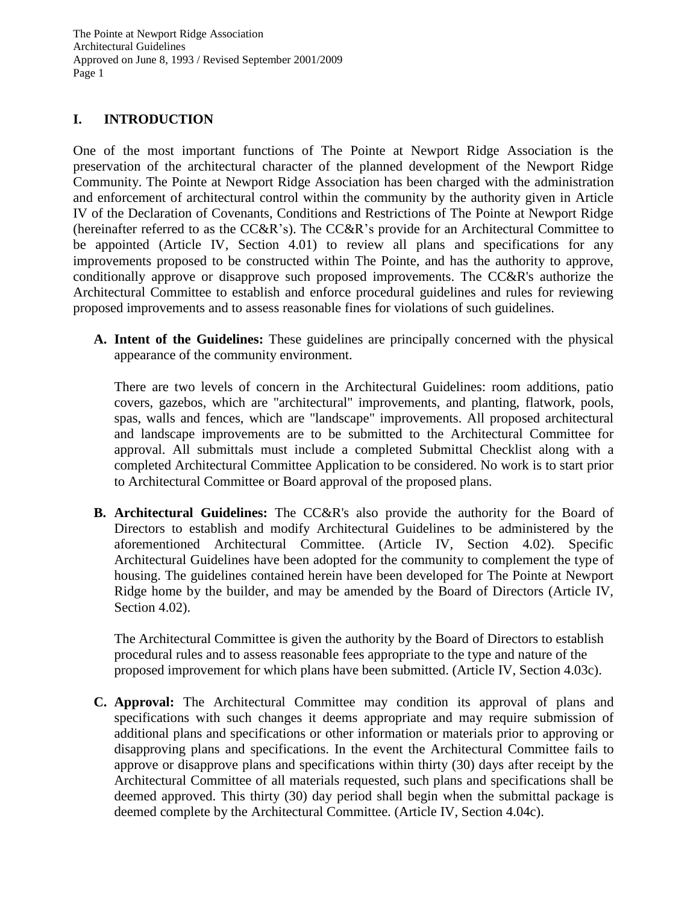## I. INTRODUCTION

One of the most important functions of The Pointe at Newport Ridge Association is the preservation of the architectural character of the planned development of the Newport Ridge Community. The Pointe at Newport Ridge Association has been charged with the administration and enforcement of architectural control within the community by the authority given in Article IV of the Declaration of Covenants, Conditions and Restrictions of The Pointe at Newport Ridge (hereinafter referred to as the CC&R's). The CC&R's provide for an Architectural Committee to be appointed (Article IV, Section 4.01) to review all plans and specifications for any improvements proposed to be constructed within The Pointe, and has the authority to approve, conditionally approve or disapprove such proposed improvements. The CC&R's authorize the Architectural Committee to establish and enforce procedural guidelines and rules for reviewing proposed improvements and to assess reasonable fines for violations of such guidelines.

**A. Intent of the Guidelines:** These guidelines are principally concerned with the physical appearance of the community environment.

There are two levels of concern in the Architectural Guidelines: room additions, patio covers, gazebos, which are "architectural" improvements, and planting, flatwork, pools, spas, walls and fences, which are "landscape" improvements. All proposed architectural and landscape improvements are to be submitted to the Architectural Committee for approval. All submittals must include a completed Submittal Checklist along with a completed Architectural Committee Application to be considered. No work is to start prior to Architectural Committee or Board approval of the proposed plans.

**B. Architectural Guidelines:** The CC&R's also provide the authority for the Board of Directors to establish and modify Architectural Guidelines to be administered by the aforementioned Architectural Committee. (Article IV, Section 4.02). Specific Architectural Guidelines have been adopted for the community to complement the type of housing. The guidelines contained herein have been developed for The Pointe at Newport Ridge home by the builder, and may be amended by the Board of Directors (Article IV, Section 4.02).

The Architectural Committee is given the authority by the Board of Directors to establish procedural rules and to assess reasonable fees appropriate to the type and nature of the proposed improvement for which plans have been submitted. (Article IV, Section 4.03c).

**C. Approval:** The Architectural Committee may condition its approval of plans and specifications with such changes it deems appropriate and may require submission of additional plans and specifications or other information or materials prior to approving or disapproving plans and specifications. In the event the Architectural Committee fails to approve or disapprove plans and specifications within thirty (30) days after receipt by the Architectural Committee of all materials requested, such plans and specifications shall be deemed approved. This thirty (30) day period shall begin when the submittal package is deemed complete by the Architectural Committee. (Article IV, Section 4.04c).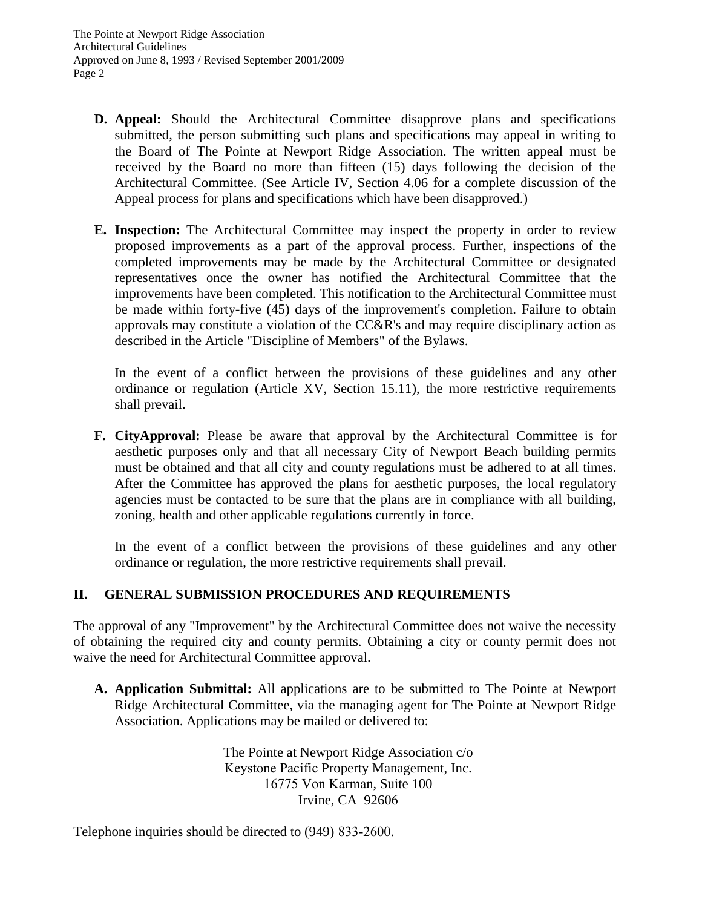**D. Appeal:** Should the Architectural Committee disapprove plans and specifications submitted, the person submitting such plans and specifications may appeal in writing to the Board of The Pointe at Newport Ridge Association. The written appeal must be received by the Board no more than fifteen (15) days following the decision of the Architectural Committee. (See Article IV, Section 4.06 for a complete discussion of the Appeal process for plans and specifications which have been disapproved.)

**E. Inspection:** The Architectural Committee may inspect the property in order to review proposed improvements as a part of the approval process. Further, inspections of the completed improvements may be made by the Architectural Committee or designated representatives once the owner has notified the Architectural Committee that the improvements have been completed. This notification to the Architectural Committee must be made within forty-five (45) days of the improvement's completion. Failure to obtain approvals may constitute a violation of the CC&R's and may require disciplinary action as described in the Article "Discipline of Members" of the Bylaws.

In the event of a conflict between the provisions of these guidelines and any other ordinance or regulation (Article XV, Section 15.11), the more restrictive requirements shall prevail.

**F. CityApproval:** Please be aware that approval by the Architectural Committee is for aesthetic purposes only and that all necessary City of Newport Beach building permits must be obtained and that all city and county regulations must be adhered to at all times. After the Committee has approved the plans for aesthetic purposes, the local regulatory agencies must be contacted to be sure that the plans are in compliance with all building, zoning, health and other applicable regulations currently in force.

In the event of a conflict between the provisions of these guidelines and any other ordinance or regulation, the more restrictive requirements shall prevail.

## II. GENERAL SUBMISSION PROCEDURES AND REQUIREMENTS

The approval of any "Improvement" by the Architectural Committee does not waive the necessity of obtaining the required city and county permits. Obtaining a city or county permit does not waive the need for Architectural Committee approval.

**A. Application Submittal:** All applications are to be submitted to The Pointe at Newport Ridge Architectural Committee, via the managing agent for The Pointe at Newport Ridge Association. Applications may be mailed or delivered to:

The Pointe at Newport Ridge Association c/o
Keystone Pacific Property Management, Inc.
16775 Von Karman, Suite 100
Irvine, CA 92606

Telephone inquiries should be directed to (949) 833-2600.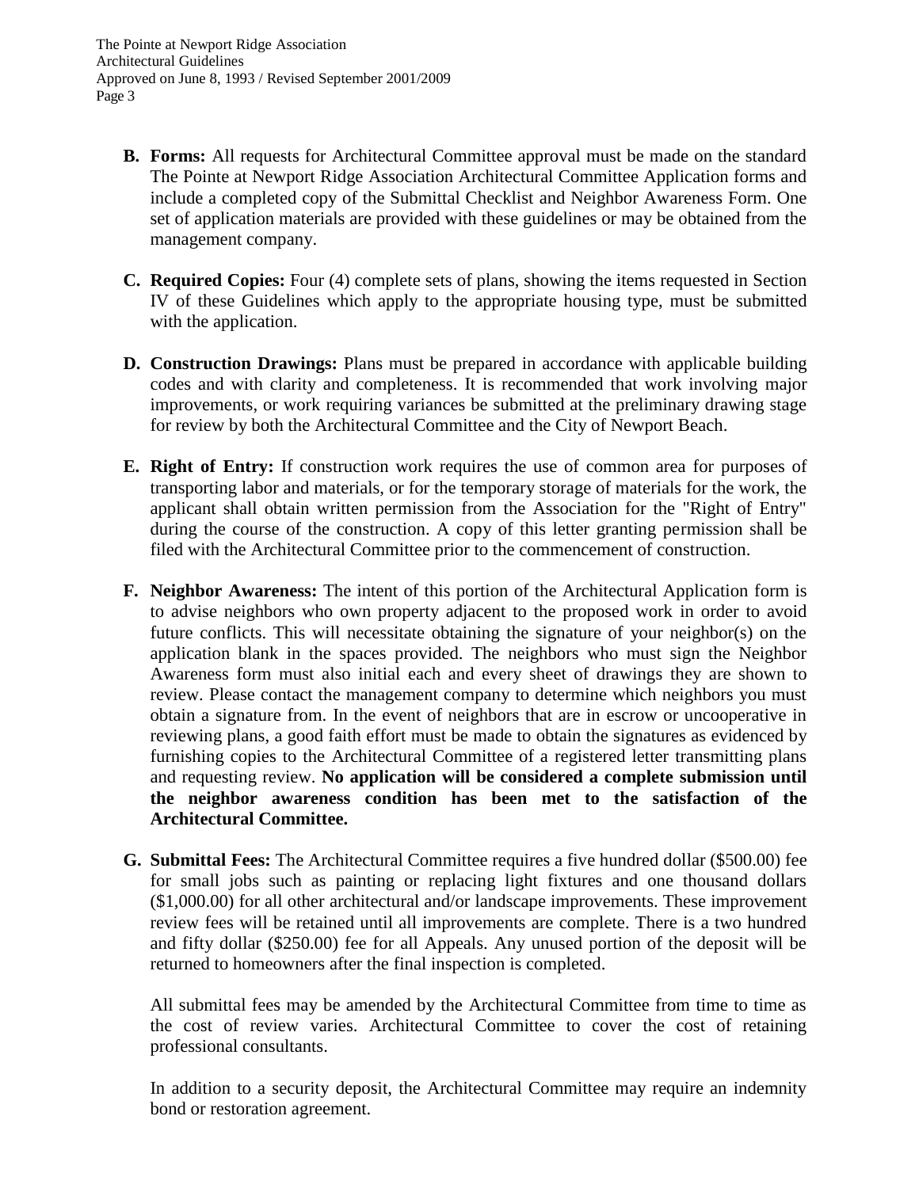**B. Forms:** All requests for Architectural Committee approval must be made on the standard The Pointe at Newport Ridge Association Architectural Committee Application forms and include a completed copy of the Submittal Checklist and Neighbor Awareness Form. One set of application materials are provided with these guidelines or may be obtained from the management company.

**C. Required Copies:** Four (4) complete sets of plans, showing the items requested in Section IV of these Guidelines which apply to the appropriate housing type, must be submitted with the application.

**D. Construction Drawings:** Plans must be prepared in accordance with applicable building codes and with clarity and completeness. It is recommended that work involving major improvements, or work requiring variances be submitted at the preliminary drawing stage for review by both the Architectural Committee and the City of Newport Beach.

**E. Right of Entry:** If construction work requires the use of common area for purposes of transporting labor and materials, or for the temporary storage of materials for the work, the applicant shall obtain written permission from the Association for the "Right of Entry" during the course of the construction. A copy of this letter granting permission shall be filed with the Architectural Committee prior to the commencement of construction.

**F. Neighbor Awareness:** The intent of this portion of the Architectural Application form is to advise neighbors who own property adjacent to the proposed work in order to avoid future conflicts. This will necessitate obtaining the signature of your neighbor(s) on the application blank in the spaces provided. The neighbors who must sign the Neighbor Awareness form must also initial each and every sheet of drawings they are shown to review. Please contact the management company to determine which neighbors you must obtain a signature from. In the event of neighbors that are in escrow or uncooperative in reviewing plans, a good faith effort must be made to obtain the signatures as evidenced by furnishing copies to the Architectural Committee of a registered letter transmitting plans and requesting review. **No application will be considered a complete submission until the neighbor awareness condition has been met to the satisfaction of the Architectural Committee.**

**G. Submittal Fees:** The Architectural Committee requires a five hundred dollar ($500.00) fee for small jobs such as painting or replacing light fixtures and one thousand dollars ($1,000.00) for all other architectural and/or landscape improvements. These improvement review fees will be retained until all improvements are complete. There is a two hundred and fifty dollar ($250.00) fee for all Appeals. Any unused portion of the deposit will be returned to homeowners after the final inspection is completed.

All submittal fees may be amended by the Architectural Committee from time to time as the cost of review varies. Architectural Committee to cover the cost of retaining professional consultants.

In addition to a security deposit, the Architectural Committee may require an indemnity bond or restoration agreement.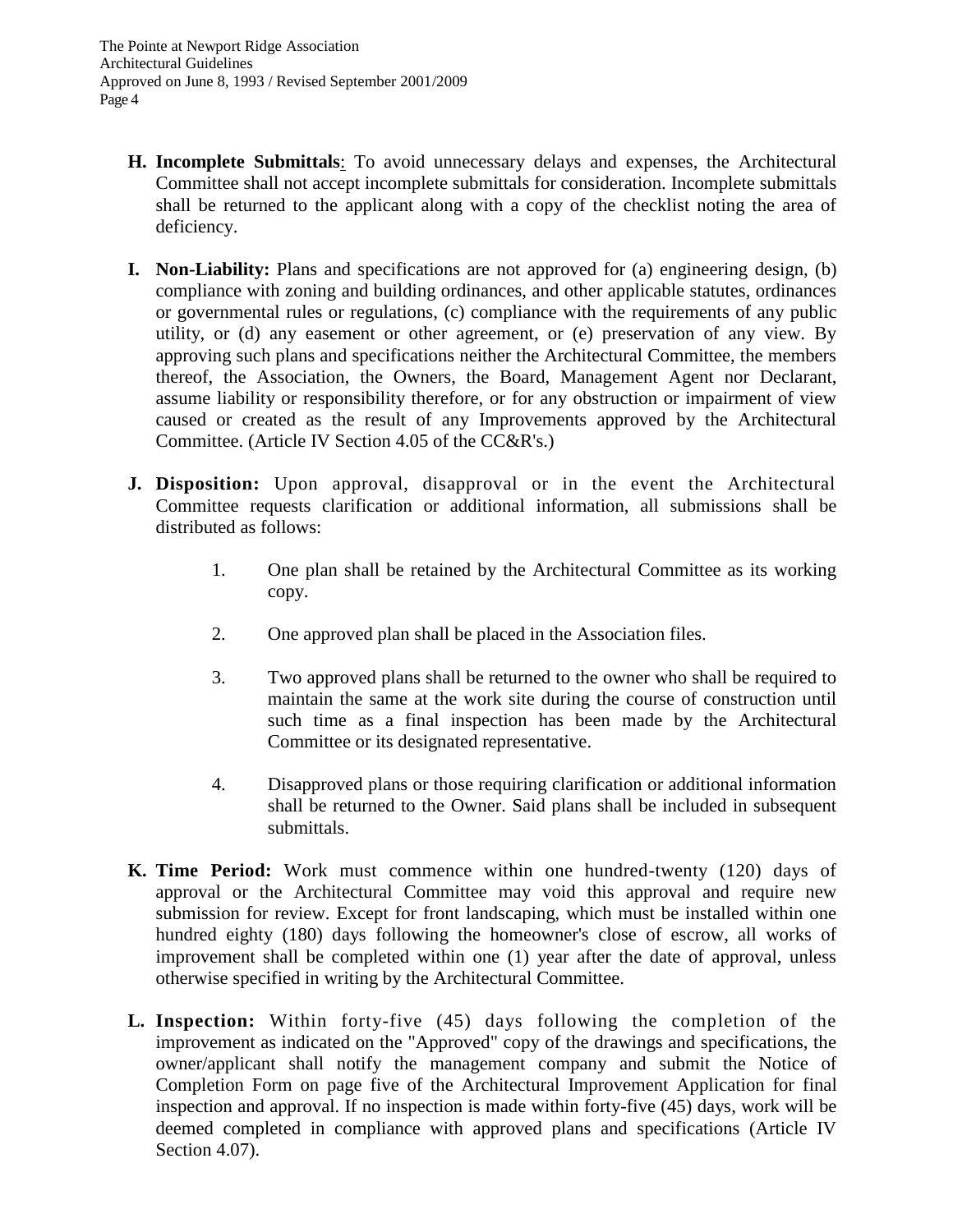**H. Incomplete Submittals**: To avoid unnecessary delays and expenses, the Architectural Committee shall not accept incomplete submittals for consideration. Incomplete submittals shall be returned to the applicant along with a copy of the checklist noting the area of deficiency.

**I. Non-Liability:** Plans and specifications are not approved for (a) engineering design, (b) compliance with zoning and building ordinances, and other applicable statutes, ordinances or governmental rules or regulations, (c) compliance with the requirements of any public utility, or (d) any easement or other agreement, or (e) preservation of any view. By approving such plans and specifications neither the Architectural Committee, the members thereof, the Association, the Owners, the Board, Management Agent nor Declarant, assume liability or responsibility therefore, or for any obstruction or impairment of view caused or created as the result of any Improvements approved by the Architectural Committee. (Article IV Section 4.05 of the CC&R's.)

**J. Disposition:** Upon approval, disapproval or in the event the Architectural Committee requests clarification or additional information, all submissions shall be distributed as follows:

1. One plan shall be retained by the Architectural Committee as its working copy.
2. One approved plan shall be placed in the Association files.
3. Two approved plans shall be returned to the owner who shall be required to maintain the same at the work site during the course of construction until such time as a final inspection has been made by the Architectural Committee or its designated representative.
4. Disapproved plans or those requiring clarification or additional information shall be returned to the Owner. Said plans shall be included in subsequent submittals.

**K. Time Period:** Work must commence within one hundred-twenty (120) days of approval or the Architectural Committee may void this approval and require new submission for review. Except for front landscaping, which must be installed within one hundred eighty (180) days following the homeowner's close of escrow, all works of improvement shall be completed within one (1) year after the date of approval, unless otherwise specified in writing by the Architectural Committee.

**L. Inspection:** Within forty-five (45) days following the completion of the improvement as indicated on the "Approved" copy of the drawings and specifications, the owner/applicant shall notify the management company and submit the Notice of Completion Form on page five of the Architectural Improvement Application for final inspection and approval. If no inspection is made within forty-five (45) days, work will be deemed completed in compliance with approved plans and specifications (Article IV Section 4.07).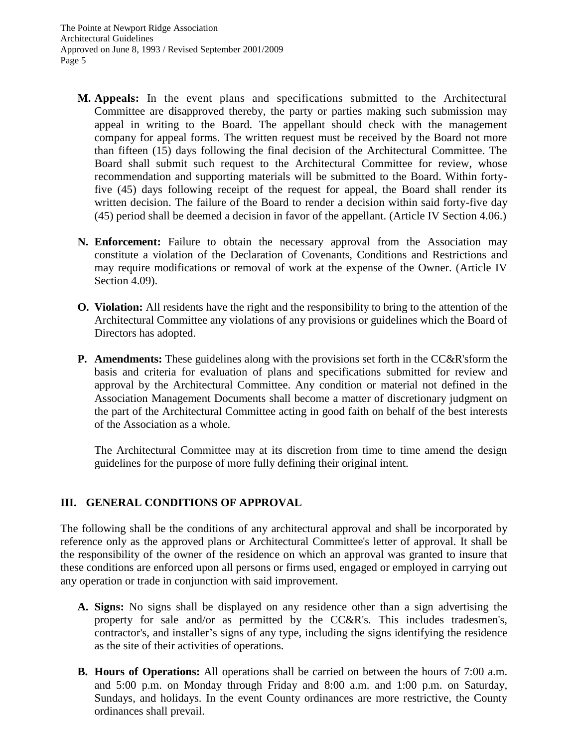- **M. Appeals:** In the event plans and specifications submitted to the Architectural Committee are disapproved thereby, the party or parties making such submission may appeal in writing to the Board. The appellant should check with the management company for appeal forms. The written request must be received by the Board not more than fifteen (15) days following the final decision of the Architectural Committee. The Board shall submit such request to the Architectural Committee for review, whose recommendation and supporting materials will be submitted to the Board. Within forty-five (45) days following receipt of the request for appeal, the Board shall render its written decision. The failure of the Board to render a decision within said forty-five day (45) period shall be deemed a decision in favor of the appellant. (Article IV Section 4.06.)

- **N. Enforcement:** Failure to obtain the necessary approval from the Association may constitute a violation of the Declaration of Covenants, Conditions and Restrictions and may require modifications or removal of work at the expense of the Owner. (Article IV Section 4.09).

- **O. Violation:** All residents have the right and the responsibility to bring to the attention of the Architectural Committee any violations of any provisions or guidelines which the Board of Directors has adopted.

- **P. Amendments:** These guidelines along with the provisions set forth in the CC&R'sform the basis and criteria for evaluation of plans and specifications submitted for review and approval by the Architectural Committee. Any condition or material not defined in the Association Management Documents shall become a matter of discretionary judgment on the part of the Architectural Committee acting in good faith on behalf of the best interests of the Association as a whole.

  The Architectural Committee may at its discretion from time to time amend the design guidelines for the purpose of more fully defining their original intent.

## III. GENERAL CONDITIONS OF APPROVAL

The following shall be the conditions of any architectural approval and shall be incorporated by reference only as the approved plans or Architectural Committee's letter of approval. It shall be the responsibility of the owner of the residence on which an approval was granted to insure that these conditions are enforced upon all persons or firms used, engaged or employed in carrying out any operation or trade in conjunction with said improvement.

- **A. Signs:** No signs shall be displayed on any residence other than a sign advertising the property for sale and/or as permitted by the CC&R's. This includes tradesmen's, contractor's, and installer's signs of any type, including the signs identifying the residence as the site of their activities of operations.

- **B. Hours of Operations:** All operations shall be carried on between the hours of 7:00 a.m. and 5:00 p.m. on Monday through Friday and 8:00 a.m. and 1:00 p.m. on Saturday, Sundays, and holidays. In the event County ordinances are more restrictive, the County ordinances shall prevail.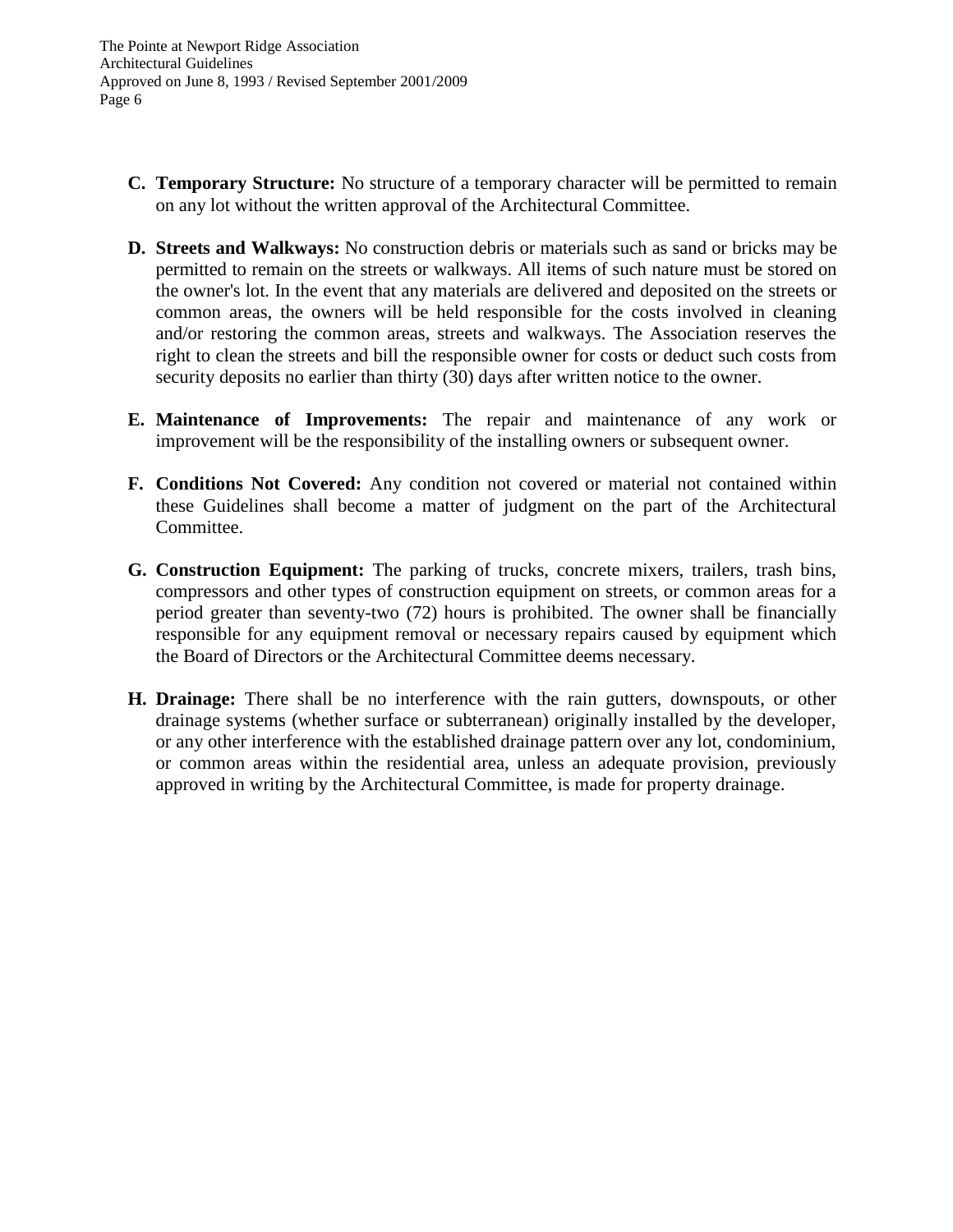**C. Temporary Structure:** No structure of a temporary character will be permitted to remain on any lot without the written approval of the Architectural Committee.

**D. Streets and Walkways:** No construction debris or materials such as sand or bricks may be permitted to remain on the streets or walkways. All items of such nature must be stored on the owner's lot. In the event that any materials are delivered and deposited on the streets or common areas, the owners will be held responsible for the costs involved in cleaning and/or restoring the common areas, streets and walkways. The Association reserves the right to clean the streets and bill the responsible owner for costs or deduct such costs from security deposits no earlier than thirty (30) days after written notice to the owner.

**E. Maintenance of Improvements:** The repair and maintenance of any work or improvement will be the responsibility of the installing owners or subsequent owner.

**F. Conditions Not Covered:** Any condition not covered or material not contained within these Guidelines shall become a matter of judgment on the part of the Architectural Committee.

**G. Construction Equipment:** The parking of trucks, concrete mixers, trailers, trash bins, compressors and other types of construction equipment on streets, or common areas for a period greater than seventy-two (72) hours is prohibited. The owner shall be financially responsible for any equipment removal or necessary repairs caused by equipment which the Board of Directors or the Architectural Committee deems necessary.

**H. Drainage:** There shall be no interference with the rain gutters, downspouts, or other drainage systems (whether surface or subterranean) originally installed by the developer, or any other interference with the established drainage pattern over any lot, condominium, or common areas within the residential area, unless an adequate provision, previously approved in writing by the Architectural Committee, is made for property drainage.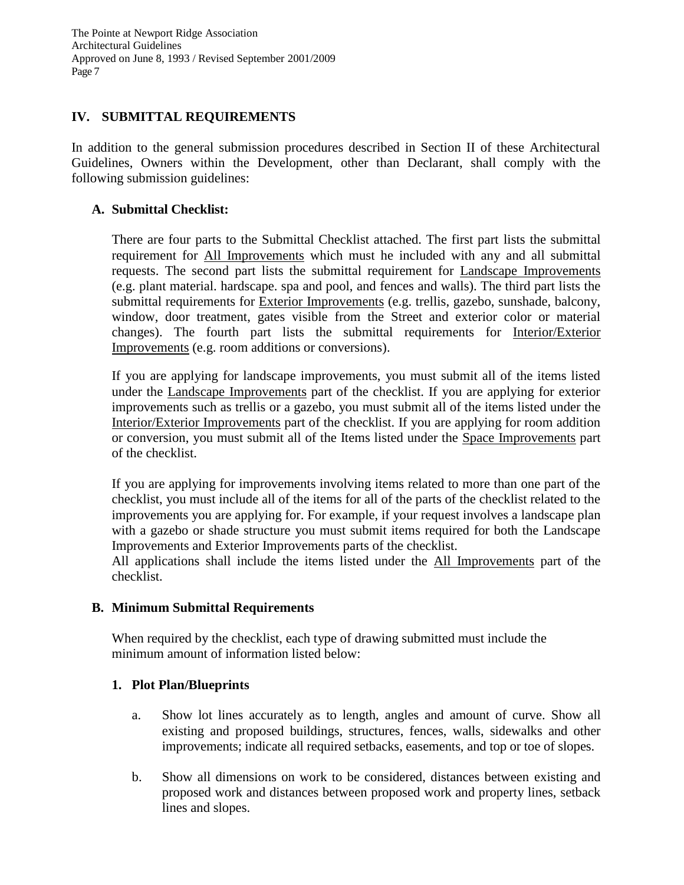## IV. SUBMITTAL REQUIREMENTS

In addition to the general submission procedures described in Section II of these Architectural Guidelines, Owners within the Development, other than Declarant, shall comply with the following submission guidelines:

### A. Submittal Checklist:

There are four parts to the Submittal Checklist attached. The first part lists the submittal requirement for All Improvements which must he included with any and all submittal requests. The second part lists the submittal requirement for Landscape Improvements (e.g. plant material. hardscape. spa and pool, and fences and walls). The third part lists the submittal requirements for Exterior Improvements (e.g. trellis, gazebo, sunshade, balcony, window, door treatment, gates visible from the Street and exterior color or material changes). The fourth part lists the submittal requirements for Interior/Exterior Improvements (e.g. room additions or conversions).

If you are applying for landscape improvements, you must submit all of the items listed under the Landscape Improvements part of the checklist. If you are applying for exterior improvements such as trellis or a gazebo, you must submit all of the items listed under the Interior/Exterior Improvements part of the checklist. If you are applying for room addition or conversion, you must submit all of the Items listed under the Space Improvements part of the checklist.

If you are applying for improvements involving items related to more than one part of the checklist, you must include all of the items for all of the parts of the checklist related to the improvements you are applying for. For example, if your request involves a landscape plan with a gazebo or shade structure you must submit items required for both the Landscape Improvements and Exterior Improvements parts of the checklist.
All applications shall include the items listed under the All Improvements part of the checklist.

### B. Minimum Submittal Requirements

When required by the checklist, each type of drawing submitted must include the minimum amount of information listed below:

#### 1. Plot Plan/Blueprints

a. Show lot lines accurately as to length, angles and amount of curve. Show all existing and proposed buildings, structures, fences, walls, sidewalks and other improvements; indicate all required setbacks, easements, and top or toe of slopes.

b. Show all dimensions on work to be considered, distances between existing and proposed work and distances between proposed work and property lines, setback lines and slopes.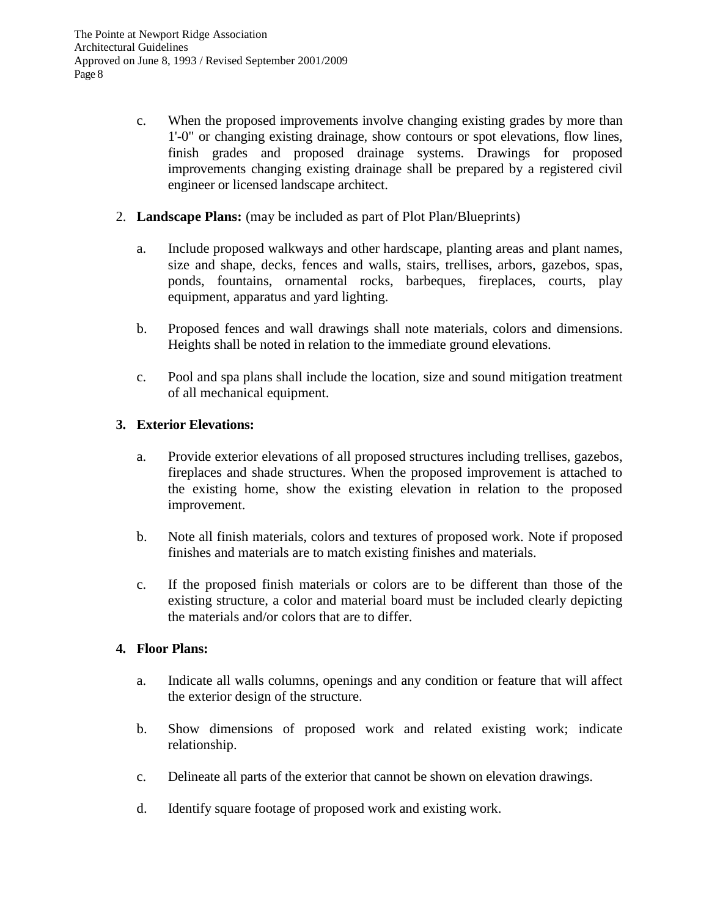c. When the proposed improvements involve changing existing grades by more than 1'-0" or changing existing drainage, show contours or spot elevations, flow lines, finish grades and proposed drainage systems. Drawings for proposed improvements changing existing drainage shall be prepared by a registered civil engineer or licensed landscape architect.

2. **Landscape Plans:** (may be included as part of Plot Plan/Blueprints)

   a. Include proposed walkways and other hardscape, planting areas and plant names, size and shape, decks, fences and walls, stairs, trellises, arbors, gazebos, spas, ponds, fountains, ornamental rocks, barbeques, fireplaces, courts, play equipment, apparatus and yard lighting.

   b. Proposed fences and wall drawings shall note materials, colors and dimensions. Heights shall be noted in relation to the immediate ground elevations.

   c. Pool and spa plans shall include the location, size and sound mitigation treatment of all mechanical equipment.

3. **Exterior Elevations:**

   a. Provide exterior elevations of all proposed structures including trellises, gazebos, fireplaces and shade structures. When the proposed improvement is attached to the existing home, show the existing elevation in relation to the proposed improvement.

   b. Note all finish materials, colors and textures of proposed work. Note if proposed finishes and materials are to match existing finishes and materials.

   c. If the proposed finish materials or colors are to be different than those of the existing structure, a color and material board must be included clearly depicting the materials and/or colors that are to differ.

4. **Floor Plans:**

   a. Indicate all walls columns, openings and any condition or feature that will affect the exterior design of the structure.

   b. Show dimensions of proposed work and related existing work; indicate relationship.

   c. Delineate all parts of the exterior that cannot be shown on elevation drawings.

   d. Identify square footage of proposed work and existing work.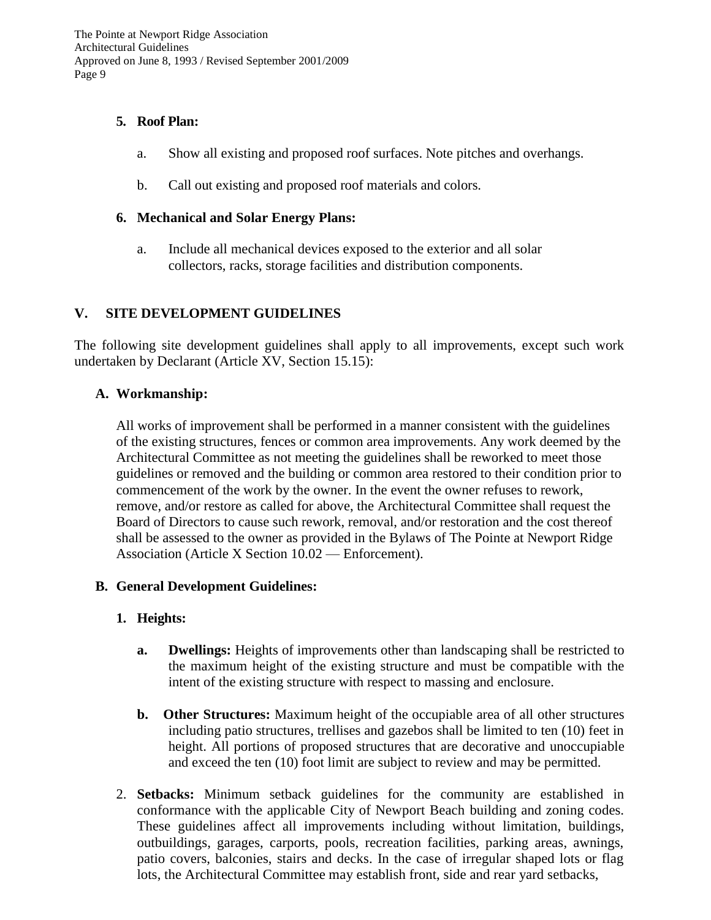5. **Roof Plan:**

   a. Show all existing and proposed roof surfaces. Note pitches and overhangs.

   b. Call out existing and proposed roof materials and colors.

6. **Mechanical and Solar Energy Plans:**

   a. Include all mechanical devices exposed to the exterior and all solar collectors, racks, storage facilities and distribution components.

## V. SITE DEVELOPMENT GUIDELINES

The following site development guidelines shall apply to all improvements, except such work undertaken by Declarant (Article XV, Section 15.15):

### A. Workmanship:

All works of improvement shall be performed in a manner consistent with the guidelines of the existing structures, fences or common area improvements. Any work deemed by the Architectural Committee as not meeting the guidelines shall be reworked to meet those guidelines or removed and the building or common area restored to their condition prior to commencement of the work by the owner. In the event the owner refuses to rework, remove, and/or restore as called for above, the Architectural Committee shall request the Board of Directors to cause such rework, removal, and/or restoration and the cost thereof shall be assessed to the owner as provided in the Bylaws of The Pointe at Newport Ridge Association (Article X Section 10.02 — Enforcement).

### B. General Development Guidelines:

1. **Heights:**

   **a. Dwellings:** Heights of improvements other than landscaping shall be restricted to the maximum height of the existing structure and must be compatible with the intent of the existing structure with respect to massing and enclosure.

   **b. Other Structures:** Maximum height of the occupiable area of all other structures including patio structures, trellises and gazebos shall be limited to ten (10) feet in height. All portions of proposed structures that are decorative and unoccupiable and exceed the ten (10) foot limit are subject to review and may be permitted.

2. **Setbacks:** Minimum setback guidelines for the community are established in conformance with the applicable City of Newport Beach building and zoning codes. These guidelines affect all improvements including without limitation, buildings, outbuildings, garages, carports, pools, recreation facilities, parking areas, awnings, patio covers, balconies, stairs and decks. In the case of irregular shaped lots or flag lots, the Architectural Committee may establish front, side and rear yard setbacks,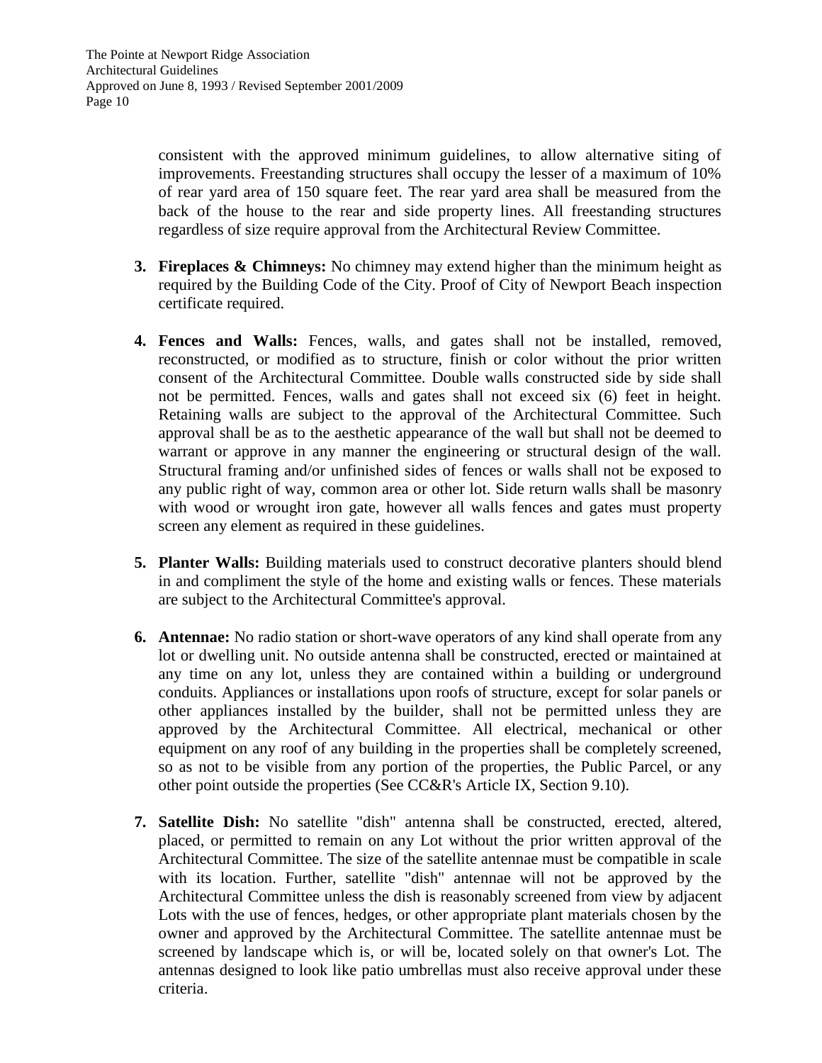consistent with the approved minimum guidelines, to allow alternative siting of improvements. Freestanding structures shall occupy the lesser of a maximum of 10% of rear yard area of 150 square feet. The rear yard area shall be measured from the back of the house to the rear and side property lines. All freestanding structures regardless of size require approval from the Architectural Review Committee.

3. **Fireplaces & Chimneys:** No chimney may extend higher than the minimum height as required by the Building Code of the City. Proof of City of Newport Beach inspection certificate required.

4. **Fences and Walls:** Fences, walls, and gates shall not be installed, removed, reconstructed, or modified as to structure, finish or color without the prior written consent of the Architectural Committee. Double walls constructed side by side shall not be permitted. Fences, walls and gates shall not exceed six (6) feet in height. Retaining walls are subject to the approval of the Architectural Committee. Such approval shall be as to the aesthetic appearance of the wall but shall not be deemed to warrant or approve in any manner the engineering or structural design of the wall. Structural framing and/or unfinished sides of fences or walls shall not be exposed to any public right of way, common area or other lot. Side return walls shall be masonry with wood or wrought iron gate, however all walls fences and gates must property screen any element as required in these guidelines.

5. **Planter Walls:** Building materials used to construct decorative planters should blend in and compliment the style of the home and existing walls or fences. These materials are subject to the Architectural Committee's approval.

6. **Antennae:** No radio station or short-wave operators of any kind shall operate from any lot or dwelling unit. No outside antenna shall be constructed, erected or maintained at any time on any lot, unless they are contained within a building or underground conduits. Appliances or installations upon roofs of structure, except for solar panels or other appliances installed by the builder, shall not be permitted unless they are approved by the Architectural Committee. All electrical, mechanical or other equipment on any roof of any building in the properties shall be completely screened, so as not to be visible from any portion of the properties, the Public Parcel, or any other point outside the properties (See CC&R's Article IX, Section 9.10).

7. **Satellite Dish:** No satellite "dish" antenna shall be constructed, erected, altered, placed, or permitted to remain on any Lot without the prior written approval of the Architectural Committee. The size of the satellite antennae must be compatible in scale with its location. Further, satellite "dish" antennae will not be approved by the Architectural Committee unless the dish is reasonably screened from view by adjacent Lots with the use of fences, hedges, or other appropriate plant materials chosen by the owner and approved by the Architectural Committee. The satellite antennae must be screened by landscape which is, or will be, located solely on that owner's Lot. The antennas designed to look like patio umbrellas must also receive approval under these criteria.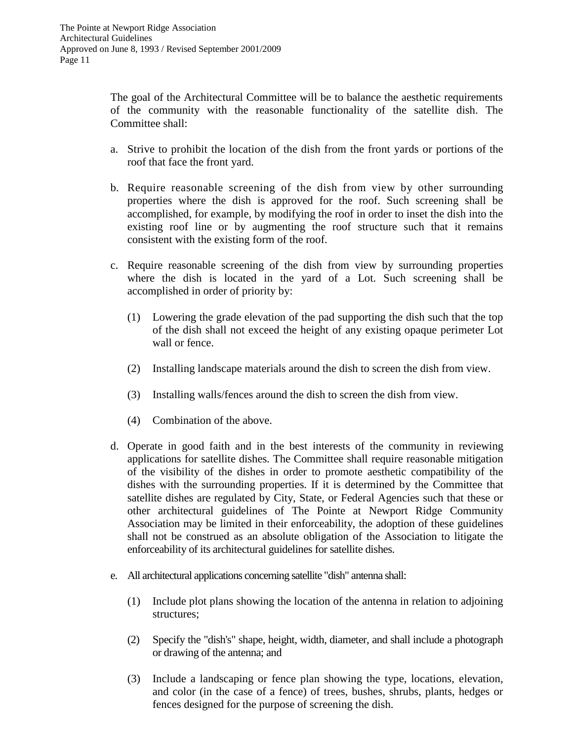The goal of the Architectural Committee will be to balance the aesthetic requirements of the community with the reasonable functionality of the satellite dish. The Committee shall:

a. Strive to prohibit the location of the dish from the front yards or portions of the roof that face the front yard.

b. Require reasonable screening of the dish from view by other surrounding properties where the dish is approved for the roof. Such screening shall be accomplished, for example, by modifying the roof in order to inset the dish into the existing roof line or by augmenting the roof structure such that it remains consistent with the existing form of the roof.

c. Require reasonable screening of the dish from view by surrounding properties where the dish is located in the yard of a Lot. Such screening shall be accomplished in order of priority by:

   (1) Lowering the grade elevation of the pad supporting the dish such that the top of the dish shall not exceed the height of any existing opaque perimeter Lot wall or fence.

   (2) Installing landscape materials around the dish to screen the dish from view.

   (3) Installing walls/fences around the dish to screen the dish from view.

   (4) Combination of the above.

d. Operate in good faith and in the best interests of the community in reviewing applications for satellite dishes. The Committee shall require reasonable mitigation of the visibility of the dishes in order to promote aesthetic compatibility of the dishes with the surrounding properties. If it is determined by the Committee that satellite dishes are regulated by City, State, or Federal Agencies such that these or other architectural guidelines of The Pointe at Newport Ridge Community Association may be limited in their enforceability, the adoption of these guidelines shall not be construed as an absolute obligation of the Association to litigate the enforceability of its architectural guidelines for satellite dishes.

e. All architectural applications concerning satellite "dish" antenna shall:

   (1) Include plot plans showing the location of the antenna in relation to adjoining structures;

   (2) Specify the "dish's" shape, height, width, diameter, and shall include a photograph or drawing of the antenna; and

   (3) Include a landscaping or fence plan showing the type, locations, elevation, and color (in the case of a fence) of trees, bushes, shrubs, plants, hedges or fences designed for the purpose of screening the dish.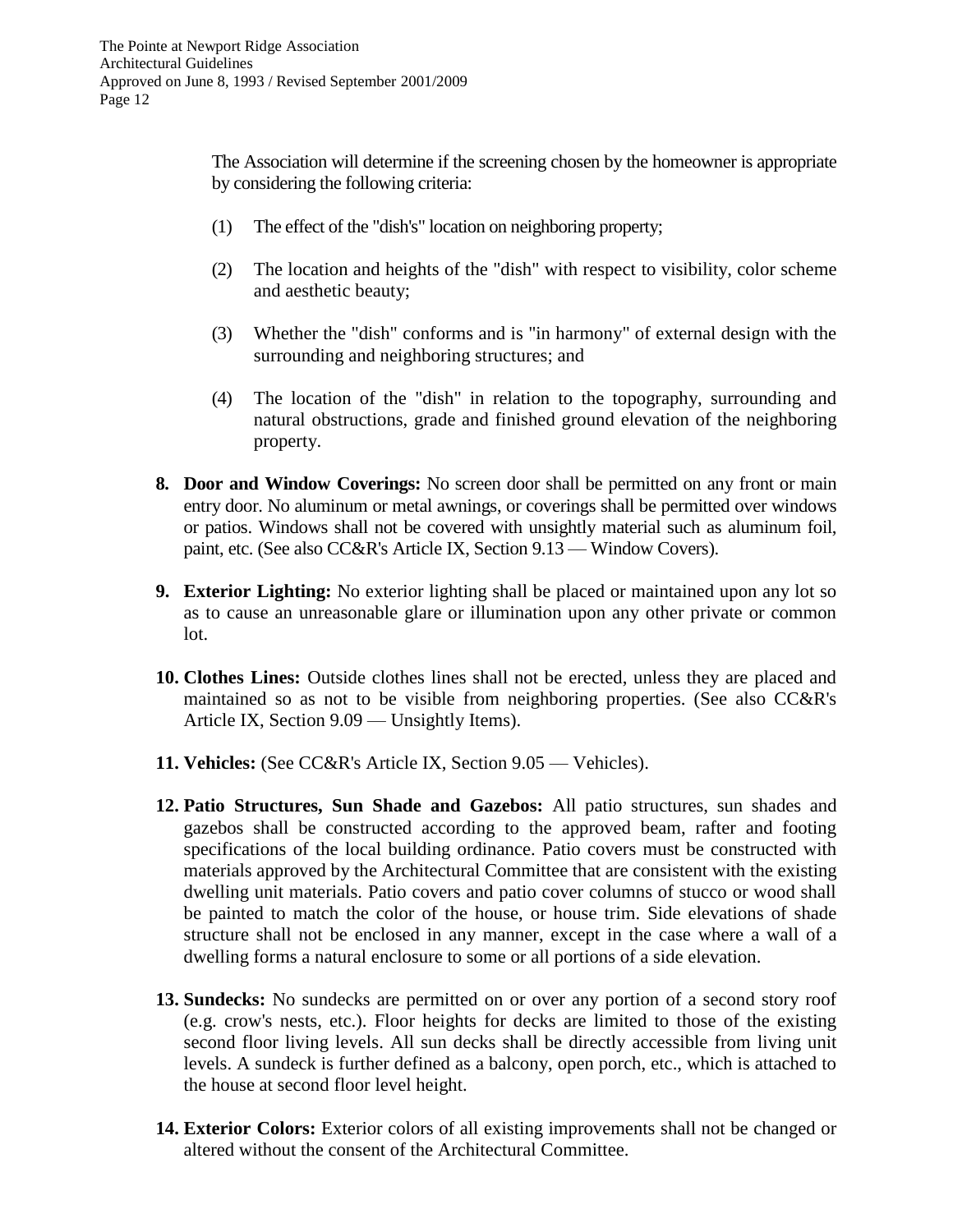The Association will determine if the screening chosen by the homeowner is appropriate by considering the following criteria:

(1) The effect of the "dish's" location on neighboring property;

(2) The location and heights of the "dish" with respect to visibility, color scheme and aesthetic beauty;

(3) Whether the "dish" conforms and is "in harmony" of external design with the surrounding and neighboring structures; and

(4) The location of the "dish" in relation to the topography, surrounding and natural obstructions, grade and finished ground elevation of the neighboring property.

8. **Door and Window Coverings:** No screen door shall be permitted on any front or main entry door. No aluminum or metal awnings, or coverings shall be permitted over windows or patios. Windows shall not be covered with unsightly material such as aluminum foil, paint, etc. (See also CC&R's Article IX, Section 9.13 — Window Covers).

9. **Exterior Lighting:** No exterior lighting shall be placed or maintained upon any lot so as to cause an unreasonable glare or illumination upon any other private or common lot.

10. **Clothes Lines:** Outside clothes lines shall not be erected, unless they are placed and maintained so as not to be visible from neighboring properties. (See also CC&R's Article IX, Section 9.09 — Unsightly Items).

11. **Vehicles:** (See CC&R's Article IX, Section 9.05 — Vehicles).

12. **Patio Structures, Sun Shade and Gazebos:** All patio structures, sun shades and gazebos shall be constructed according to the approved beam, rafter and footing specifications of the local building ordinance. Patio covers must be constructed with materials approved by the Architectural Committee that are consistent with the existing dwelling unit materials. Patio covers and patio cover columns of stucco or wood shall be painted to match the color of the house, or house trim. Side elevations of shade structure shall not be enclosed in any manner, except in the case where a wall of a dwelling forms a natural enclosure to some or all portions of a side elevation.

13. **Sundecks:** No sundecks are permitted on or over any portion of a second story roof (e.g. crow's nests, etc.). Floor heights for decks are limited to those of the existing second floor living levels. All sun decks shall be directly accessible from living unit levels. A sundeck is further defined as a balcony, open porch, etc., which is attached to the house at second floor level height.

14. **Exterior Colors:** Exterior colors of all existing improvements shall not be changed or altered without the consent of the Architectural Committee.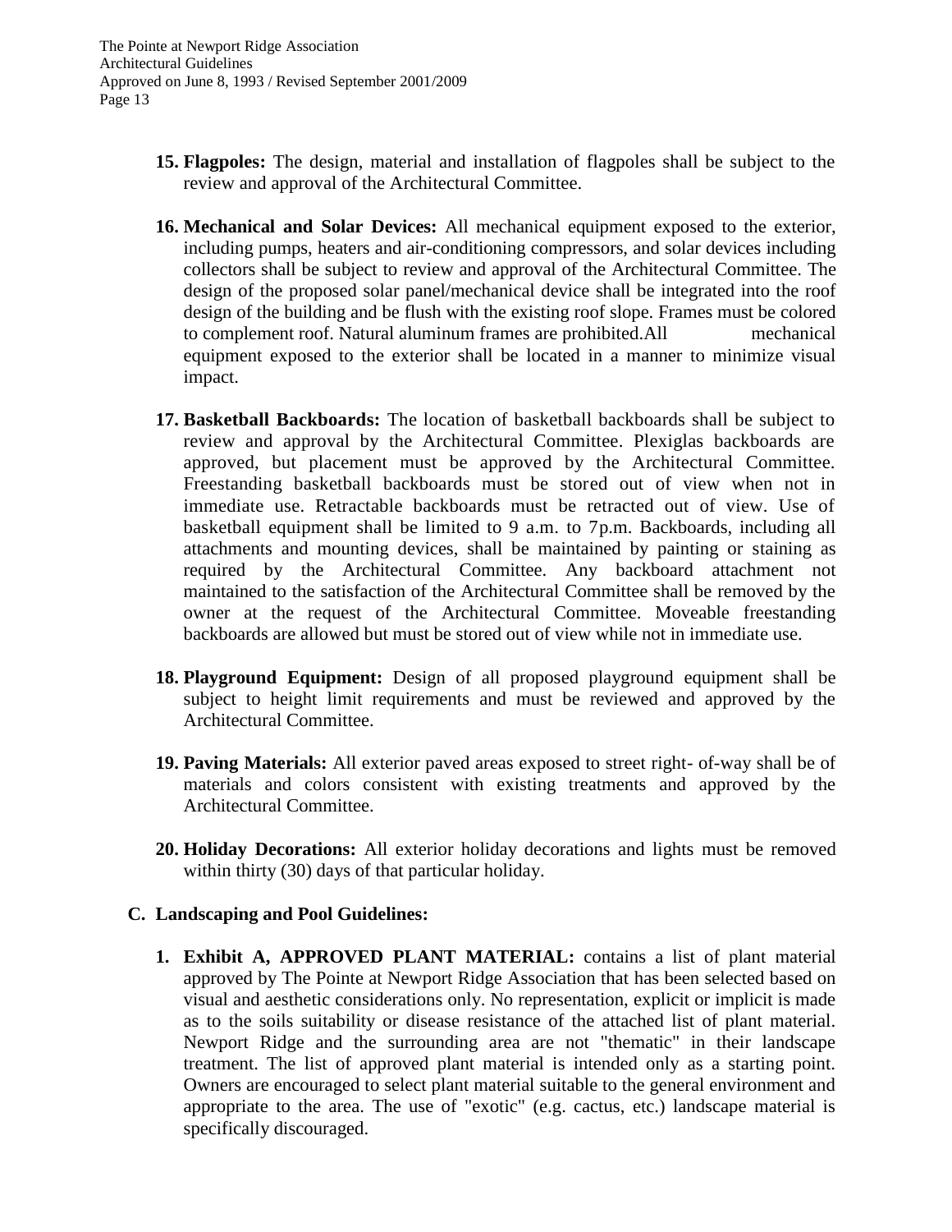15. **Flagpoles:** The design, material and installation of flagpoles shall be subject to the review and approval of the Architectural Committee.

16. **Mechanical and Solar Devices:** All mechanical equipment exposed to the exterior, including pumps, heaters and air-conditioning compressors, and solar devices including collectors shall be subject to review and approval of the Architectural Committee. The design of the proposed solar panel/mechanical device shall be integrated into the roof design of the building and be flush with the existing roof slope. Frames must be colored to complement roof. Natural aluminum frames are prohibited.All mechanical equipment exposed to the exterior shall be located in a manner to minimize visual impact.

17. **Basketball Backboards:** The location of basketball backboards shall be subject to review and approval by the Architectural Committee. Plexiglas backboards are approved, but placement must be approved by the Architectural Committee. Freestanding basketball backboards must be stored out of view when not in immediate use. Retractable backboards must be retracted out of view. Use of basketball equipment shall be limited to 9 a.m. to 7p.m. Backboards, including all attachments and mounting devices, shall be maintained by painting or staining as required by the Architectural Committee. Any backboard attachment not maintained to the satisfaction of the Architectural Committee shall be removed by the owner at the request of the Architectural Committee. Moveable freestanding backboards are allowed but must be stored out of view while not in immediate use.

18. **Playground Equipment:** Design of all proposed playground equipment shall be subject to height limit requirements and must be reviewed and approved by the Architectural Committee.

19. **Paving Materials:** All exterior paved areas exposed to street right- of-way shall be of materials and colors consistent with existing treatments and approved by the Architectural Committee.

20. **Holiday Decorations:** All exterior holiday decorations and lights must be removed within thirty (30) days of that particular holiday.

## C. Landscaping and Pool Guidelines:

1. **Exhibit A, APPROVED PLANT MATERIAL:** contains a list of plant material approved by The Pointe at Newport Ridge Association that has been selected based on visual and aesthetic considerations only. No representation, explicit or implicit is made as to the soils suitability or disease resistance of the attached list of plant material. Newport Ridge and the surrounding area are not "thematic" in their landscape treatment. The list of approved plant material is intended only as a starting point. Owners are encouraged to select plant material suitable to the general environment and appropriate to the area. The use of "exotic" (e.g. cactus, etc.) landscape material is specifically discouraged.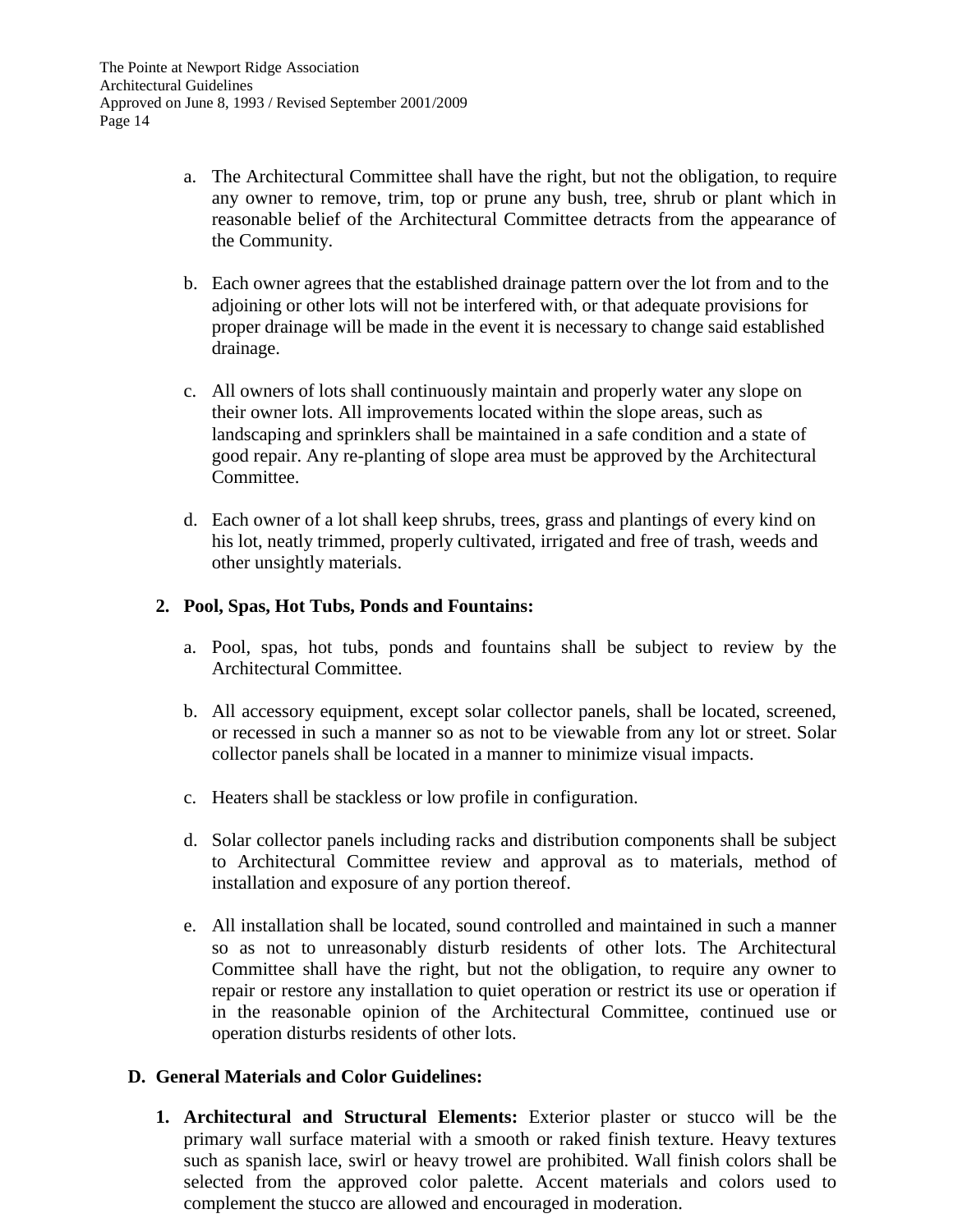a. The Architectural Committee shall have the right, but not the obligation, to require any owner to remove, trim, top or prune any bush, tree, shrub or plant which in reasonable belief of the Architectural Committee detracts from the appearance of the Community.

b. Each owner agrees that the established drainage pattern over the lot from and to the adjoining or other lots will not be interfered with, or that adequate provisions for proper drainage will be made in the event it is necessary to change said established drainage.

c. All owners of lots shall continuously maintain and properly water any slope on their owner lots. All improvements located within the slope areas, such as landscaping and sprinklers shall be maintained in a safe condition and a state of good repair. Any re-planting of slope area must be approved by the Architectural Committee.

d. Each owner of a lot shall keep shrubs, trees, grass and plantings of every kind on his lot, neatly trimmed, properly cultivated, irrigated and free of trash, weeds and other unsightly materials.

**2. Pool, Spas, Hot Tubs, Ponds and Fountains:**

a. Pool, spas, hot tubs, ponds and fountains shall be subject to review by the Architectural Committee.

b. All accessory equipment, except solar collector panels, shall be located, screened, or recessed in such a manner so as not to be viewable from any lot or street. Solar collector panels shall be located in a manner to minimize visual impacts.

c. Heaters shall be stackless or low profile in configuration.

d. Solar collector panels including racks and distribution components shall be subject to Architectural Committee review and approval as to materials, method of installation and exposure of any portion thereof.

e. All installation shall be located, sound controlled and maintained in such a manner so as not to unreasonably disturb residents of other lots. The Architectural Committee shall have the right, but not the obligation, to require any owner to repair or restore any installation to quiet operation or restrict its use or operation if in the reasonable opinion of the Architectural Committee, continued use or operation disturbs residents of other lots.

## D. General Materials and Color Guidelines:

**1. Architectural and Structural Elements:** Exterior plaster or stucco will be the primary wall surface material with a smooth or raked finish texture. Heavy textures such as spanish lace, swirl or heavy trowel are prohibited. Wall finish colors shall be selected from the approved color palette. Accent materials and colors used to complement the stucco are allowed and encouraged in moderation.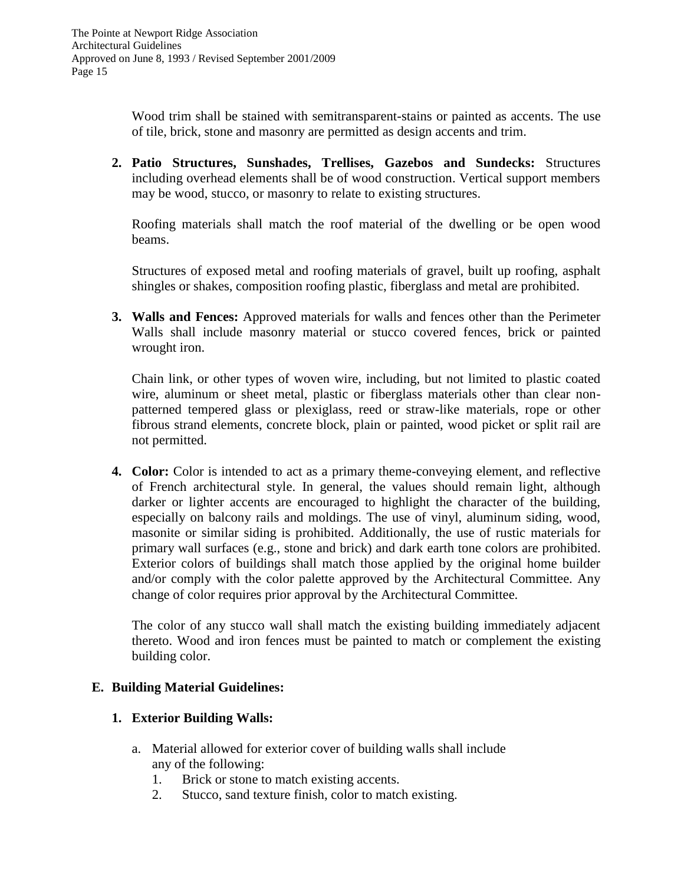Wood trim shall be stained with semitransparent-stains or painted as accents. The use of tile, brick, stone and masonry are permitted as design accents and trim.

2. **Patio Structures, Sunshades, Trellises, Gazebos and Sundecks:** Structures including overhead elements shall be of wood construction. Vertical support members may be wood, stucco, or masonry to relate to existing structures.

   Roofing materials shall match the roof material of the dwelling or be open wood beams.

   Structures of exposed metal and roofing materials of gravel, built up roofing, asphalt shingles or shakes, composition roofing plastic, fiberglass and metal are prohibited.

3. **Walls and Fences:** Approved materials for walls and fences other than the Perimeter Walls shall include masonry material or stucco covered fences, brick or painted wrought iron.

   Chain link, or other types of woven wire, including, but not limited to plastic coated wire, aluminum or sheet metal, plastic or fiberglass materials other than clear non-patterned tempered glass or plexiglass, reed or straw-like materials, rope or other fibrous strand elements, concrete block, plain or painted, wood picket or split rail are not permitted.

4. **Color:** Color is intended to act as a primary theme-conveying element, and reflective of French architectural style. In general, the values should remain light, although darker or lighter accents are encouraged to highlight the character of the building, especially on balcony rails and moldings. The use of vinyl, aluminum siding, wood, masonite or similar siding is prohibited. Additionally, the use of rustic materials for primary wall surfaces (e.g., stone and brick) and dark earth tone colors are prohibited. Exterior colors of buildings shall match those applied by the original home builder and/or comply with the color palette approved by the Architectural Committee. Any change of color requires prior approval by the Architectural Committee.

   The color of any stucco wall shall match the existing building immediately adjacent thereto. Wood and iron fences must be painted to match or complement the existing building color.

## E. Building Material Guidelines:

### 1. Exterior Building Walls:

a. Material allowed for exterior cover of building walls shall include any of the following:
   1. Brick or stone to match existing accents.
   2. Stucco, sand texture finish, color to match existing.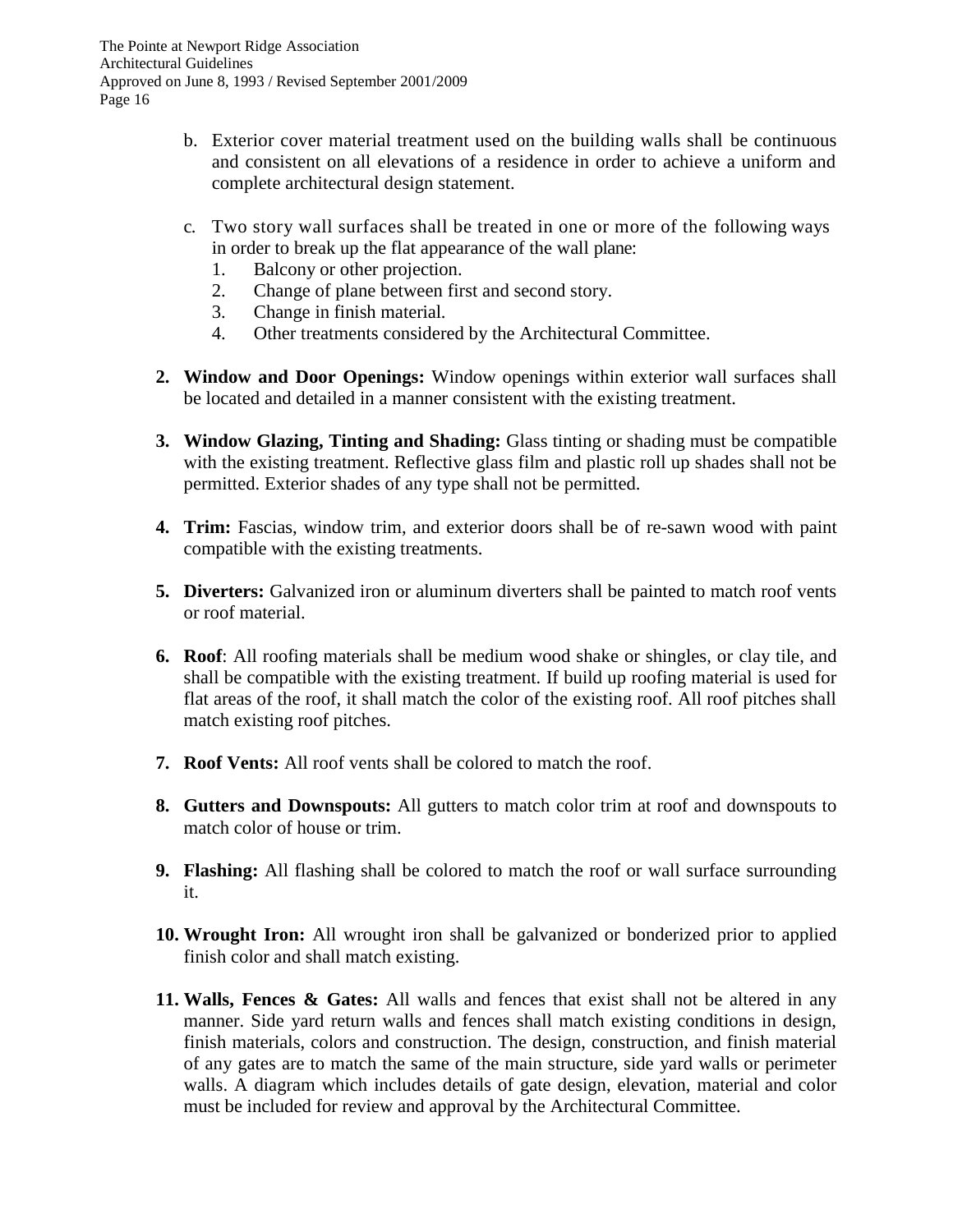b. Exterior cover material treatment used on the building walls shall be continuous and consistent on all elevations of a residence in order to achieve a uniform and complete architectural design statement.

c. Two story wall surfaces shall be treated in one or more of the following ways in order to break up the flat appearance of the wall plane:
   1. Balcony or other projection.
   2. Change of plane between first and second story.
   3. Change in finish material.
   4. Other treatments considered by the Architectural Committee.

2. **Window and Door Openings:** Window openings within exterior wall surfaces shall be located and detailed in a manner consistent with the existing treatment.

3. **Window Glazing, Tinting and Shading:** Glass tinting or shading must be compatible with the existing treatment. Reflective glass film and plastic roll up shades shall not be permitted. Exterior shades of any type shall not be permitted.

4. **Trim:** Fascias, window trim, and exterior doors shall be of re-sawn wood with paint compatible with the existing treatments.

5. **Diverters:** Galvanized iron or aluminum diverters shall be painted to match roof vents or roof material.

6. **Roof**: All roofing materials shall be medium wood shake or shingles, or clay tile, and shall be compatible with the existing treatment. If build up roofing material is used for flat areas of the roof, it shall match the color of the existing roof. All roof pitches shall match existing roof pitches.

7. **Roof Vents:** All roof vents shall be colored to match the roof.

8. **Gutters and Downspouts:** All gutters to match color trim at roof and downspouts to match color of house or trim.

9. **Flashing:** All flashing shall be colored to match the roof or wall surface surrounding it.

10. **Wrought Iron:** All wrought iron shall be galvanized or bonderized prior to applied finish color and shall match existing.

11. **Walls, Fences & Gates:** All walls and fences that exist shall not be altered in any manner. Side yard return walls and fences shall match existing conditions in design, finish materials, colors and construction. The design, construction, and finish material of any gates are to match the same of the main structure, side yard walls or perimeter walls. A diagram which includes details of gate design, elevation, material and color must be included for review and approval by the Architectural Committee.